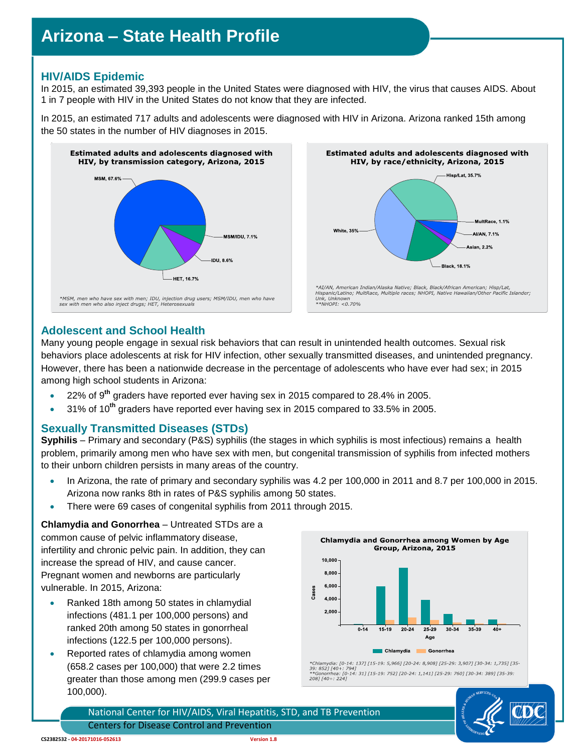# Arizona – State Health Profile

## HIV/AIDS Epidemic

In 2015, an estimated 39,393 people in the United States were diagnosed with HIV, the virus that causes AIDS. About 1 in 7 people with HIV in the United States do not know that they are infected.

In 2015, an estimated 717 adults and adolescents were diagnosed with HIV in Arizona. Arizona ranked 15th among the 50 states in the number of HIV diagnoses in 2015.

**Estimated adults and adolescents diagnosed with HIV, by transmission category, Arizona, 2015**

MSM, 67.6%
MSM/IDU, 7.1%
IDU, 8.6%
HET, 16.7%

*MSM, men who have sex with men; IDU, injection drug users; MSM/IDU, men who have sex with men who also inject drugs; HET, Heterosexuals

**Estimated adults and adolescents diagnosed with HIV, by race/ethnicity, Arizona, 2015**

Hisp/Lat, 35.7%
MultRace, 1.1%
AI/AN, 7.1%
Asian, 2.2%
Black, 18.1%
White, 35%

*AI/AN, American Indian/Alaska Native; Black, Black/African American; Hisp/Lat, Hispanic/Latino; MultRace, Multiple races; NHOPI, Native Hawaiian/Other Pacific Islander; Unk, Unknown
**NHOPI: <0.70%

## Adolescent and School Health

Many young people engage in sexual risk behaviors that can result in unintended health outcomes. Sexual risk behaviors place adolescents at risk for HIV infection, other sexually transmitted diseases, and unintended pregnancy. However, there has been a nationwide decrease in the percentage of adolescents who have ever had sex; in 2015 among high school students in Arizona:

- 22% of 9th graders have reported ever having sex in 2015 compared to 28.4% in 2005.
- 31% of 10th graders have reported ever having sex in 2015 compared to 33.5% in 2005.

## Sexually Transmitted Diseases (STDs)

**Syphilis** – Primary and secondary (P&S) syphilis (the stages in which syphilis is most infectious) remains a health problem, primarily among men who have sex with men, but congenital transmission of syphilis from infected mothers to their unborn children persists in many areas of the country.

- In Arizona, the rate of primary and secondary syphilis was 4.2 per 100,000 in 2011 and 8.7 per 100,000 in 2015. Arizona now ranks 8th in rates of P&S syphilis among 50 states.
- There were 69 cases of congenital syphilis from 2011 through 2015.

**Chlamydia and Gonorrhea** – Untreated STDs are a common cause of pelvic inflammatory disease, infertility and chronic pelvic pain. In addition, they can increase the spread of HIV, and cause cancer. Pregnant women and newborns are particularly vulnerable. In 2015, Arizona:

- Ranked 18th among 50 states in chlamydial infections (481.1 per 100,000 persons) and ranked 20th among 50 states in gonorrheal infections (122.5 per 100,000 persons).
- Reported rates of chlamydia among women (658.2 cases per 100,000) that were 2.2 times greater than those among men (299.9 cases per 100,000).

**Chlamydia and Gonorrhea among Women by Age Group, Arizona, 2015**

| Age | Chlamydia | Gonorrhea |
|---|---|---|
| 0-14 | 137 | 31 |
| 15-19 | 5,966 | 752 |
| 20-24 | 8,908 | 1,141 |
| 25-29 | 3,907 | 760 |
| 30-34 | 1,735 | 389 |
| 35-39 | 852 | 208 |
| 40+ | 794 | 224 |

*Chlamydia: [0-14: 137] [15-19: 5,966] [20-24: 8,908] [25-29: 3,907] [30-34: 1,735] [35-39: 852] [40+: 794]
**Gonorrhea: [0-14: 31] [15-19: 752] [20-24: 1,141] [25-29: 760] [30-34: 389] [35-39: 208] [40+: 224]

National Center for HIV/AIDS, Viral Hepatitis, STD, and TB Prevention
Centers for Disease Control and Prevention

CS2382532 - 04-20171016-052613 Version 1.8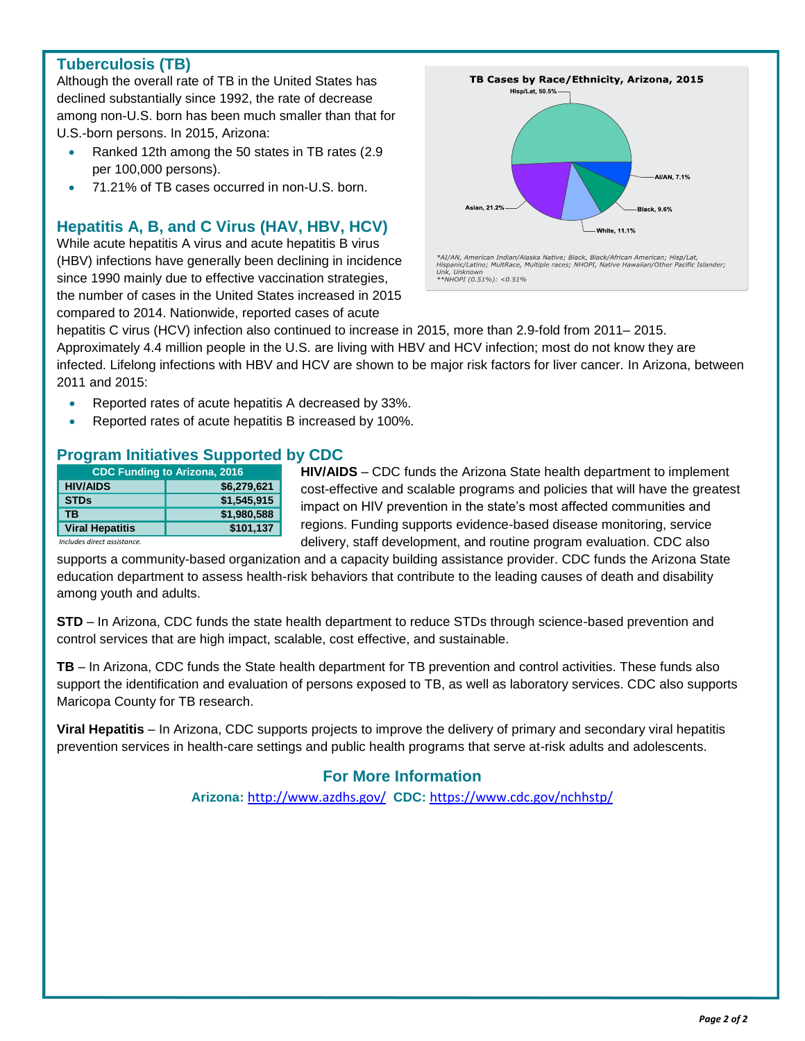## Tuberculosis (TB)

Although the overall rate of TB in the United States has declined substantially since 1992, the rate of decrease among non-U.S. born has been much smaller than that for U.S.-born persons. In 2015, Arizona:

- Ranked 12th among the 50 states in TB rates (2.9 per 100,000 persons).
- 71.21% of TB cases occurred in non-U.S. born.

**TB Cases by Race/Ethnicity, Arizona, 2015**

Hisp/Lat, 50.5%
AI/AN, 7.1%
Black, 9.6%
White, 11.1%
Asian, 21.2%

*AI/AN, American Indian/Alaska Native; Black, Black/African American; Hisp/Lat, Hispanic/Latino; MultRace, Multiple races; NHOPI, Native Hawaiian/Other Pacific Islander; Unk, Unknown
**NHOPI (0.51%): <0.51%

## Hepatitis A, B, and C Virus (HAV, HBV, HCV)

While acute hepatitis A virus and acute hepatitis B virus (HBV) infections have generally been declining in incidence since 1990 mainly due to effective vaccination strategies, the number of cases in the United States increased in 2015 compared to 2014. Nationwide, reported cases of acute hepatitis C virus (HCV) infection also continued to increase in 2015, more than 2.9-fold from 2011– 2015. Approximately 4.4 million people in the U.S. are living with HBV and HCV infection; most do not know they are infected. Lifelong infections with HBV and HCV are shown to be major risk factors for liver cancer. In Arizona, between 2011 and 2015:

- Reported rates of acute hepatitis A decreased by 33%.
- Reported rates of acute hepatitis B increased by 100%.

## Program Initiatives Supported by CDC

| CDC Funding to Arizona, 2016 | |
|---|---|
| HIV/AIDS | $6,279,621 |
| STDs | $1,545,915 |
| TB | $1,980,588 |
| Viral Hepatitis | $101,137 |

*Includes direct assistance.*

**HIV/AIDS** – CDC funds the Arizona State health department to implement cost-effective and scalable programs and policies that will have the greatest impact on HIV prevention in the state's most affected communities and regions. Funding supports evidence-based disease monitoring, service delivery, staff development, and routine program evaluation. CDC also supports a community-based organization and a capacity building assistance provider. CDC funds the Arizona State education department to assess health-risk behaviors that contribute to the leading causes of death and disability among youth and adults.

**STD** – In Arizona, CDC funds the state health department to reduce STDs through science-based prevention and control services that are high impact, scalable, cost effective, and sustainable.

**TB** – In Arizona, CDC funds the State health department for TB prevention and control activities. These funds also support the identification and evaluation of persons exposed to TB, as well as laboratory services. CDC also supports Maricopa County for TB research.

**Viral Hepatitis** – In Arizona, CDC supports projects to improve the delivery of primary and secondary viral hepatitis prevention services in health-care settings and public health programs that serve at-risk adults and adolescents.

## For More Information

**Arizona:** http://www.azdhs.gov/ **CDC:** https://www.cdc.gov/nchhstp/